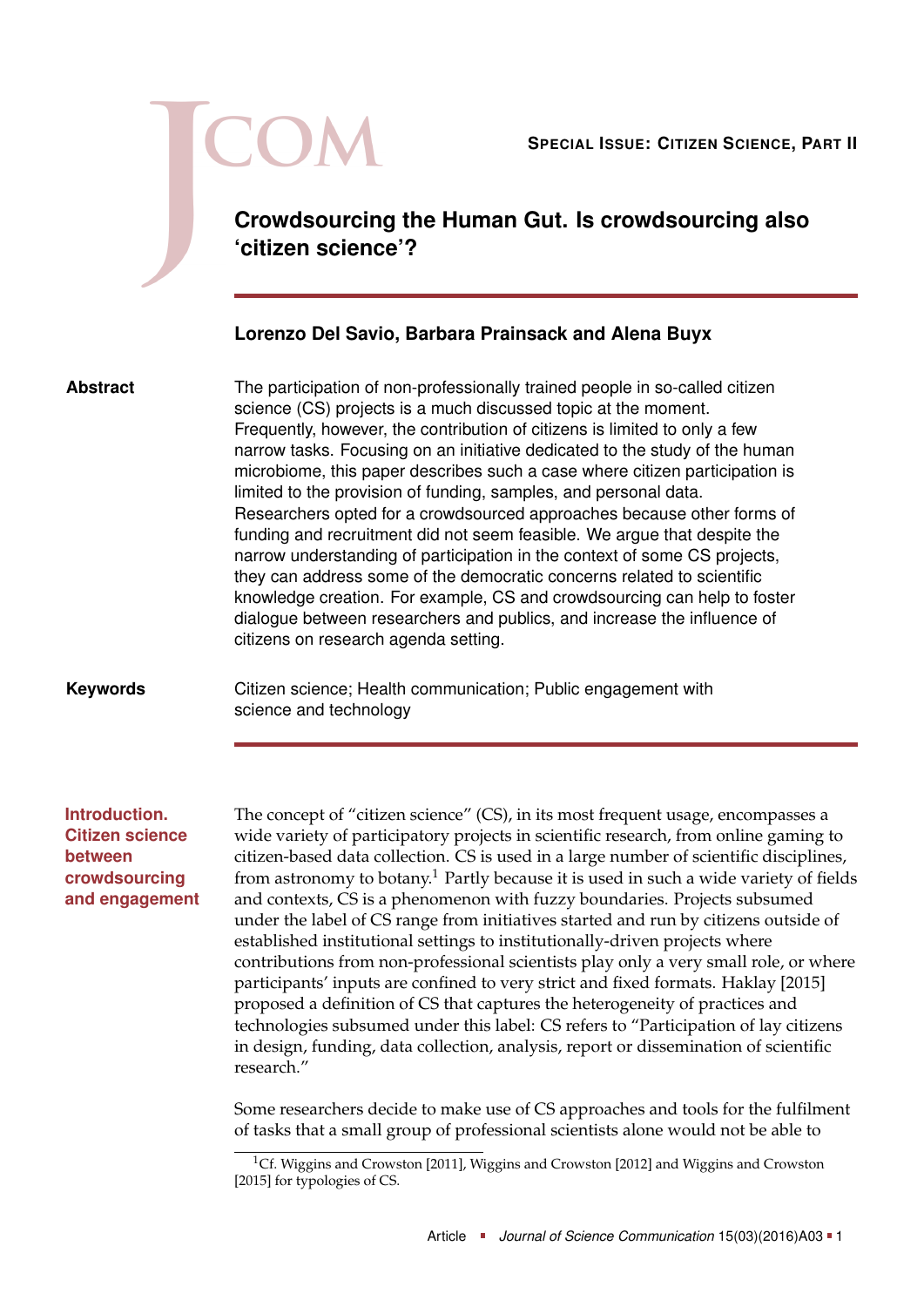Special Issue: Citizen Science, Part II

# Crowdsourcing the Human Gut. Is crowdsourcing also 'citizen science'?

**Lorenzo Del Savio, Barbara Prainsack and Alena Buyx**

**Abstract**

The participation of non-professionally trained people in so-called citizen science (CS) projects is a much discussed topic at the moment. Frequently, however, the contribution of citizens is limited to only a few narrow tasks. Focusing on an initiative dedicated to the study of the human microbiome, this paper describes such a case where citizen participation is limited to the provision of funding, samples, and personal data. Researchers opted for a crowdsourced approaches because other forms of funding and recruitment did not seem feasible. We argue that despite the narrow understanding of participation in the context of some CS projects, they can address some of the democratic concerns related to scientific knowledge creation. For example, CS and crowdsourcing can help to foster dialogue between researchers and publics, and increase the influence of citizens on research agenda setting.

**Keywords**

Citizen science; Health communication; Public engagement with science and technology

## Introduction. Citizen science between crowdsourcing and engagement

The concept of "citizen science" (CS), in its most frequent usage, encompasses a wide variety of participatory projects in scientific research, from online gaming to citizen-based data collection. CS is used in a large number of scientific disciplines, from astronomy to botany.[1] Partly because it is used in such a wide variety of fields and contexts, CS is a phenomenon with fuzzy boundaries. Projects subsumed under the label of CS range from initiatives started and run by citizens outside of established institutional settings to institutionally-driven projects where contributions from non-professional scientists play only a very small role, or where participants' inputs are confined to very strict and fixed formats. Haklay [2015] proposed a definition of CS that captures the heterogeneity of practices and technologies subsumed under this label: CS refers to "Participation of lay citizens in design, funding, data collection, analysis, report or dissemination of scientific research."

Some researchers decide to make use of CS approaches and tools for the fulfilment of tasks that a small group of professional scientists alone would not be able to

[1] Cf. Wiggins and Crowston [2011], Wiggins and Crowston [2012] and Wiggins and Crowston [2015] for typologies of CS.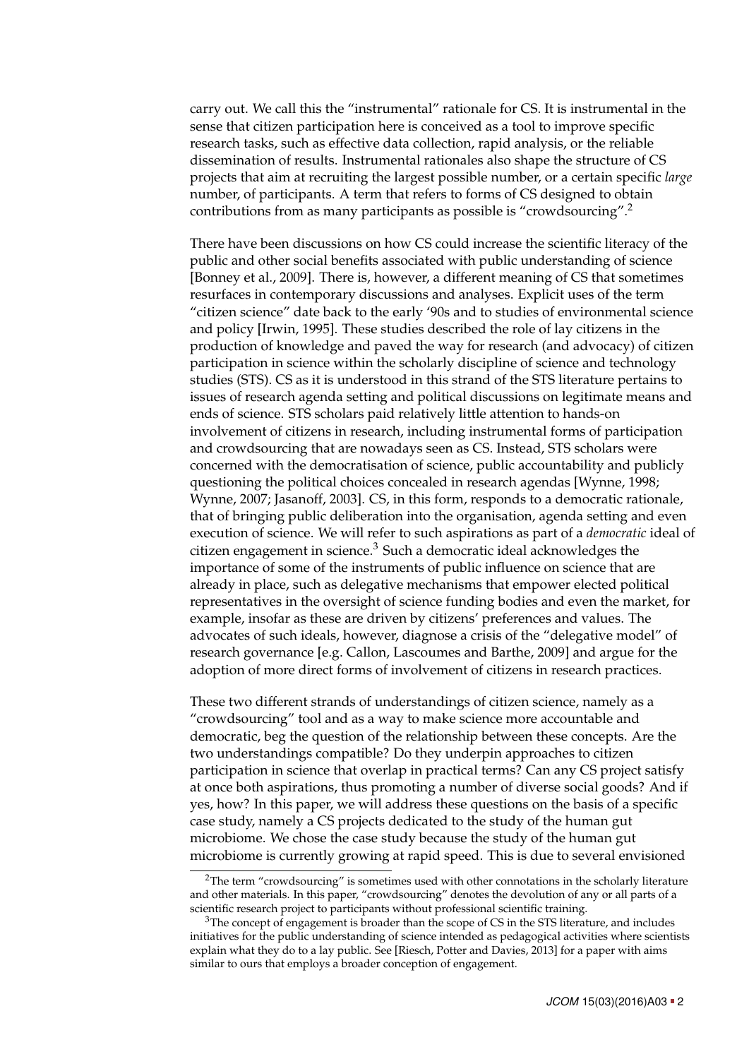carry out. We call this the "instrumental" rationale for CS. It is instrumental in the sense that citizen participation here is conceived as a tool to improve specific research tasks, such as effective data collection, rapid analysis, or the reliable dissemination of results. Instrumental rationales also shape the structure of CS projects that aim at recruiting the largest possible number, or a certain specific *large* number, of participants. A term that refers to forms of CS designed to obtain contributions from as many participants as possible is "crowdsourcing".[2]

There have been discussions on how CS could increase the scientific literacy of the public and other social benefits associated with public understanding of science [Bonney et al., 2009]. There is, however, a different meaning of CS that sometimes resurfaces in contemporary discussions and analyses. Explicit uses of the term "citizen science" date back to the early '90s and to studies of environmental science and policy [Irwin, 1995]. These studies described the role of lay citizens in the production of knowledge and paved the way for research (and advocacy) of citizen participation in science within the scholarly discipline of science and technology studies (STS). CS as it is understood in this strand of the STS literature pertains to issues of research agenda setting and political discussions on legitimate means and ends of science. STS scholars paid relatively little attention to hands-on involvement of citizens in research, including instrumental forms of participation and crowdsourcing that are nowadays seen as CS. Instead, STS scholars were concerned with the democratisation of science, public accountability and publicly questioning the political choices concealed in research agendas [Wynne, 1998; Wynne, 2007; Jasanoff, 2003]. CS, in this form, responds to a democratic rationale, that of bringing public deliberation into the organisation, agenda setting and even execution of science. We will refer to such aspirations as part of a *democratic* ideal of citizen engagement in science.[3] Such a democratic ideal acknowledges the importance of some of the instruments of public influence on science that are already in place, such as delegative mechanisms that empower elected political representatives in the oversight of science funding bodies and even the market, for example, insofar as these are driven by citizens' preferences and values. The advocates of such ideals, however, diagnose a crisis of the "delegative model" of research governance [e.g. Callon, Lascoumes and Barthe, 2009] and argue for the adoption of more direct forms of involvement of citizens in research practices.

These two different strands of understandings of citizen science, namely as a "crowdsourcing" tool and as a way to make science more accountable and democratic, beg the question of the relationship between these concepts. Are the two understandings compatible? Do they underpin approaches to citizen participation in science that overlap in practical terms? Can any CS project satisfy at once both aspirations, thus promoting a number of diverse social goods? And if yes, how? In this paper, we will address these questions on the basis of a specific case study, namely a CS projects dedicated to the study of the human gut microbiome. We chose the case study because the study of the human gut microbiome is currently growing at rapid speed. This is due to several envisioned

---

[2] The term "crowdsourcing" is sometimes used with other connotations in the scholarly literature and other materials. In this paper, "crowdsourcing" denotes the devolution of any or all parts of a scientific research project to participants without professional scientific training.

[3] The concept of engagement is broader than the scope of CS in the STS literature, and includes initiatives for the public understanding of science intended as pedagogical activities where scientists explain what they do to a lay public. See [Riesch, Potter and Davies, 2013] for a paper with aims similar to ours that employs a broader conception of engagement.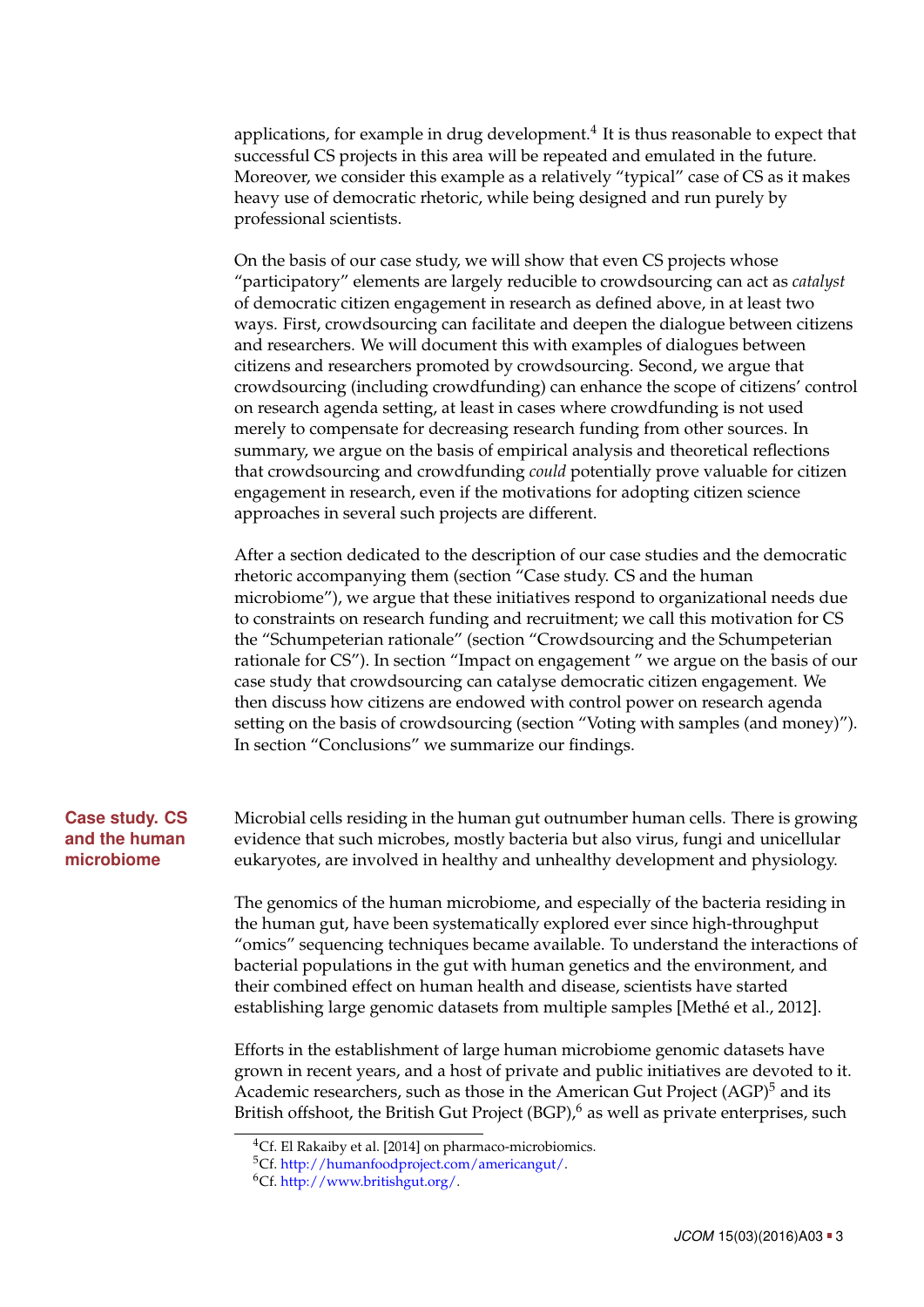applications, for example in drug development.[4] It is thus reasonable to expect that successful CS projects in this area will be repeated and emulated in the future. Moreover, we consider this example as a relatively "typical" case of CS as it makes heavy use of democratic rhetoric, while being designed and run purely by professional scientists.

On the basis of our case study, we will show that even CS projects whose "participatory" elements are largely reducible to crowdsourcing can act as *catalyst* of democratic citizen engagement in research as defined above, in at least two ways. First, crowdsourcing can facilitate and deepen the dialogue between citizens and researchers. We will document this with examples of dialogues between citizens and researchers promoted by crowdsourcing. Second, we argue that crowdsourcing (including crowdfunding) can enhance the scope of citizens' control on research agenda setting, at least in cases where crowdfunding is not used merely to compensate for decreasing research funding from other sources. In summary, we argue on the basis of empirical analysis and theoretical reflections that crowdsourcing and crowdfunding *could* potentially prove valuable for citizen engagement in research, even if the motivations for adopting citizen science approaches in several such projects are different.

After a section dedicated to the description of our case studies and the democratic rhetoric accompanying them (section "Case study. CS and the human microbiome"), we argue that these initiatives respond to organizational needs due to constraints on research funding and recruitment; we call this motivation for CS the "Schumpeterian rationale" (section "Crowdsourcing and the Schumpeterian rationale for CS"). In section "Impact on engagement " we argue on the basis of our case study that crowdsourcing can catalyse democratic citizen engagement. We then discuss how citizens are endowed with control power on research agenda setting on the basis of crowdsourcing (section "Voting with samples (and money)"). In section "Conclusions" we summarize our findings.

## Case study. CS and the human microbiome

Microbial cells residing in the human gut outnumber human cells. There is growing evidence that such microbes, mostly bacteria but also virus, fungi and unicellular eukaryotes, are involved in healthy and unhealthy development and physiology.

The genomics of the human microbiome, and especially of the bacteria residing in the human gut, have been systematically explored ever since high-throughput "omics" sequencing techniques became available. To understand the interactions of bacterial populations in the gut with human genetics and the environment, and their combined effect on human health and disease, scientists have started establishing large genomic datasets from multiple samples [Methé et al., 2012].

Efforts in the establishment of large human microbiome genomic datasets have grown in recent years, and a host of private and public initiatives are devoted to it. Academic researchers, such as those in the American Gut Project (AGP)[5] and its British offshoot, the British Gut Project (BGP),[6] as well as private enterprises, such

[4] Cf. El Rakaiby et al. [2014] on pharmaco-microbiomics.

[5] Cf. http://humanfoodproject.com/americangut/.

[6] Cf. http://www.britishgut.org/.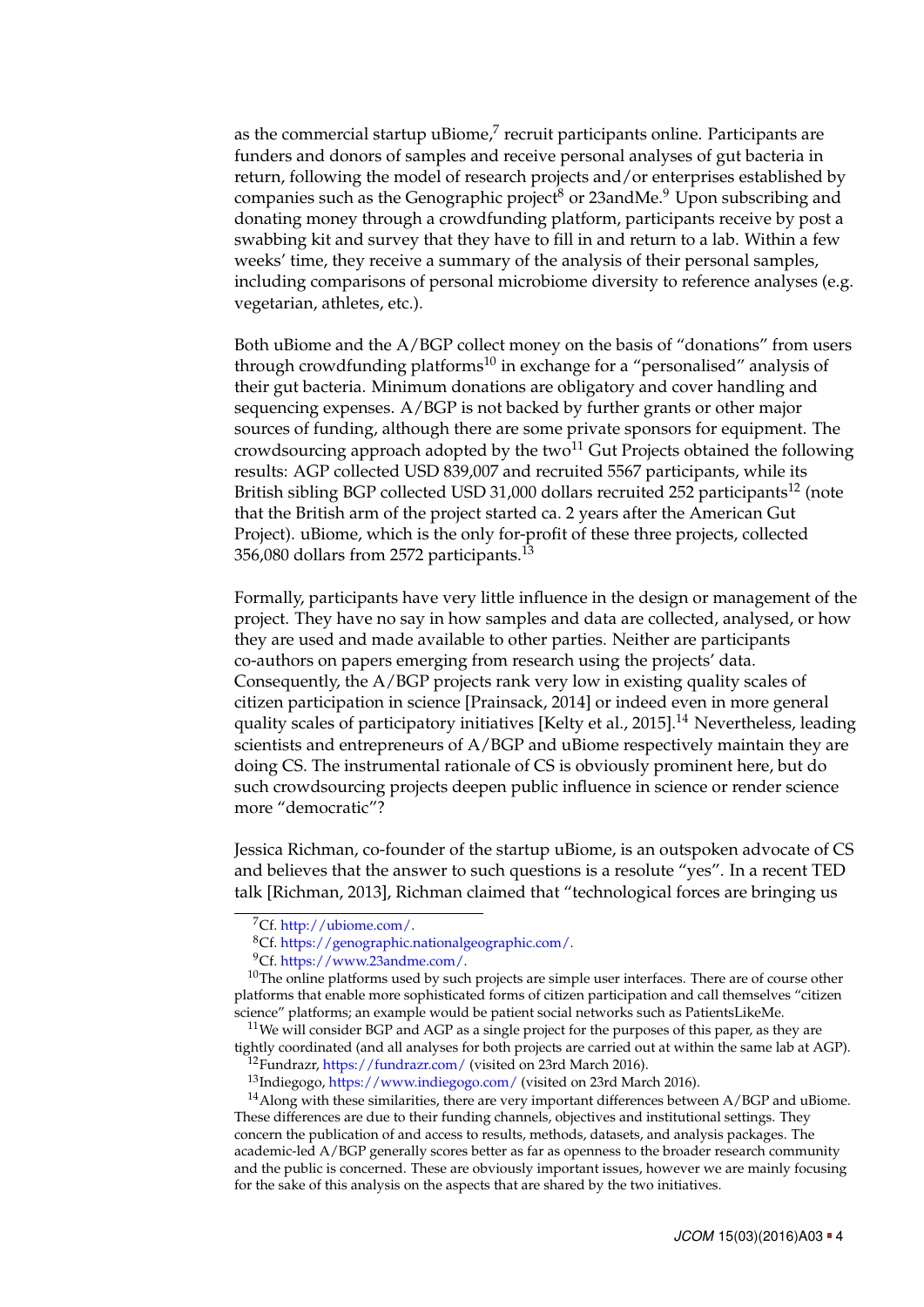as the commercial startup uBiome,[7] recruit participants online. Participants are funders and donors of samples and receive personal analyses of gut bacteria in return, following the model of research projects and/or enterprises established by companies such as the Genographic project[8] or 23andMe.[9] Upon subscribing and donating money through a crowdfunding platform, participants receive by post a swabbing kit and survey that they have to fill in and return to a lab. Within a few weeks' time, they receive a summary of the analysis of their personal samples, including comparisons of personal microbiome diversity to reference analyses (e.g. vegetarian, athletes, etc.).

Both uBiome and the A/BGP collect money on the basis of "donations" from users through crowdfunding platforms[10] in exchange for a "personalised" analysis of their gut bacteria. Minimum donations are obligatory and cover handling and sequencing expenses. A/BGP is not backed by further grants or other major sources of funding, although there are some private sponsors for equipment. The crowdsourcing approach adopted by the two[11] Gut Projects obtained the following results: AGP collected USD 839,007 and recruited 5567 participants, while its British sibling BGP collected USD 31,000 dollars recruited 252 participants[12] (note that the British arm of the project started ca. 2 years after the American Gut Project). uBiome, which is the only for-profit of these three projects, collected 356,080 dollars from 2572 participants.[13]

Formally, participants have very little influence in the design or management of the project. They have no say in how samples and data are collected, analysed, or how they are used and made available to other parties. Neither are participants co-authors on papers emerging from research using the projects' data. Consequently, the A/BGP projects rank very low in existing quality scales of citizen participation in science [Prainsack, 2014] or indeed even in more general quality scales of participatory initiatives [Kelty et al., 2015].[14] Nevertheless, leading scientists and entrepreneurs of A/BGP and uBiome respectively maintain they are doing CS. The instrumental rationale of CS is obviously prominent here, but do such crowdsourcing projects deepen public influence in science or render science more "democratic"?

Jessica Richman, co-founder of the startup uBiome, is an outspoken advocate of CS and believes that the answer to such questions is a resolute "yes". In a recent TED talk [Richman, 2013], Richman claimed that "technological forces are bringing us

---

[7] Cf. http://ubiome.com/.

[8] Cf. https://genographic.nationalgeographic.com/.

[9] Cf. https://www.23andme.com/.

[10] The online platforms used by such projects are simple user interfaces. There are of course other platforms that enable more sophisticated forms of citizen participation and call themselves "citizen science" platforms; an example would be patient social networks such as PatientsLikeMe.

[11] We will consider BGP and AGP as a single project for the purposes of this paper, as they are tightly coordinated (and all analyses for both projects are carried out at within the same lab at AGP).

[12] Fundrazr, https://fundrazr.com/ (visited on 23rd March 2016).

[13] Indiegogo, https://www.indiegogo.com/ (visited on 23rd March 2016).

[14] Along with these similarities, there are very important differences between A/BGP and uBiome. These differences are due to their funding channels, objectives and institutional settings. They concern the publication of and access to results, methods, datasets, and analysis packages. The academic-led A/BGP generally scores better as far as openness to the broader research community and the public is concerned. These are obviously important issues, however we are mainly focusing for the sake of this analysis on the aspects that are shared by the two initiatives.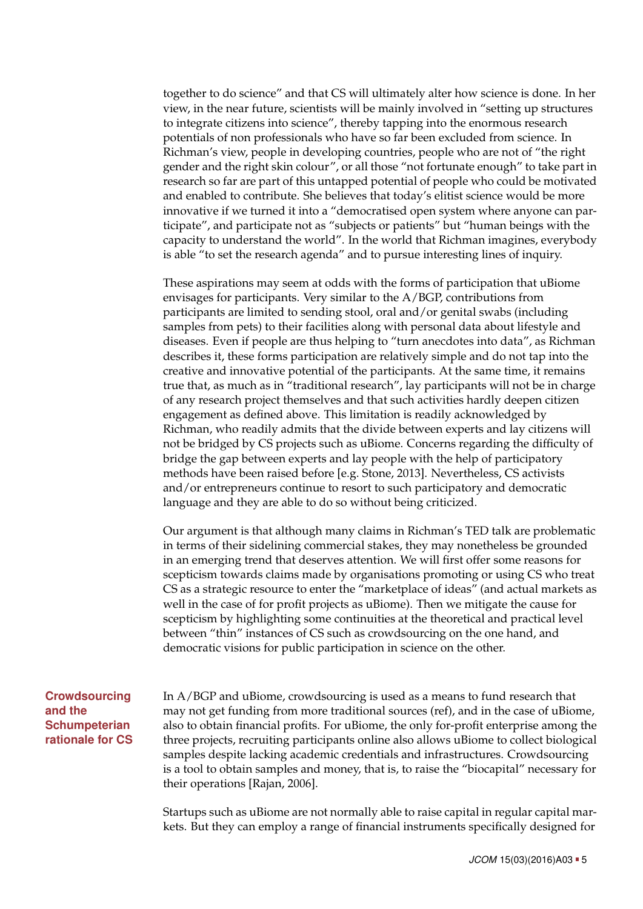together to do science" and that CS will ultimately alter how science is done. In her view, in the near future, scientists will be mainly involved in "setting up structures to integrate citizens into science", thereby tapping into the enormous research potentials of non professionals who have so far been excluded from science. In Richman's view, people in developing countries, people who are not of "the right gender and the right skin colour", or all those "not fortunate enough" to take part in research so far are part of this untapped potential of people who could be motivated and enabled to contribute. She believes that today's elitist science would be more innovative if we turned it into a "democratised open system where anyone can participate", and participate not as "subjects or patients" but "human beings with the capacity to understand the world". In the world that Richman imagines, everybody is able "to set the research agenda" and to pursue interesting lines of inquiry.

These aspirations may seem at odds with the forms of participation that uBiome envisages for participants. Very similar to the A/BGP, contributions from participants are limited to sending stool, oral and/or genital swabs (including samples from pets) to their facilities along with personal data about lifestyle and diseases. Even if people are thus helping to "turn anecdotes into data", as Richman describes it, these forms participation are relatively simple and do not tap into the creative and innovative potential of the participants. At the same time, it remains true that, as much as in "traditional research", lay participants will not be in charge of any research project themselves and that such activities hardly deepen citizen engagement as defined above. This limitation is readily acknowledged by Richman, who readily admits that the divide between experts and lay citizens will not be bridged by CS projects such as uBiome. Concerns regarding the difficulty of bridge the gap between experts and lay people with the help of participatory methods have been raised before [e.g. Stone, 2013]. Nevertheless, CS activists and/or entrepreneurs continue to resort to such participatory and democratic language and they are able to do so without being criticized.

Our argument is that although many claims in Richman's TED talk are problematic in terms of their sidelining commercial stakes, they may nonetheless be grounded in an emerging trend that deserves attention. We will first offer some reasons for scepticism towards claims made by organisations promoting or using CS who treat CS as a strategic resource to enter the "marketplace of ideas" (and actual markets as well in the case of for profit projects as uBiome). Then we mitigate the cause for scepticism by highlighting some continuities at the theoretical and practical level between "thin" instances of CS such as crowdsourcing on the one hand, and democratic visions for public participation in science on the other.

## Crowdsourcing and the Schumpeterian rationale for CS

In A/BGP and uBiome, crowdsourcing is used as a means to fund research that may not get funding from more traditional sources (ref), and in the case of uBiome, also to obtain financial profits. For uBiome, the only for-profit enterprise among the three projects, recruiting participants online also allows uBiome to collect biological samples despite lacking academic credentials and infrastructures. Crowdsourcing is a tool to obtain samples and money, that is, to raise the "biocapital" necessary for their operations [Rajan, 2006].

Startups such as uBiome are not normally able to raise capital in regular capital markets. But they can employ a range of financial instruments specifically designed for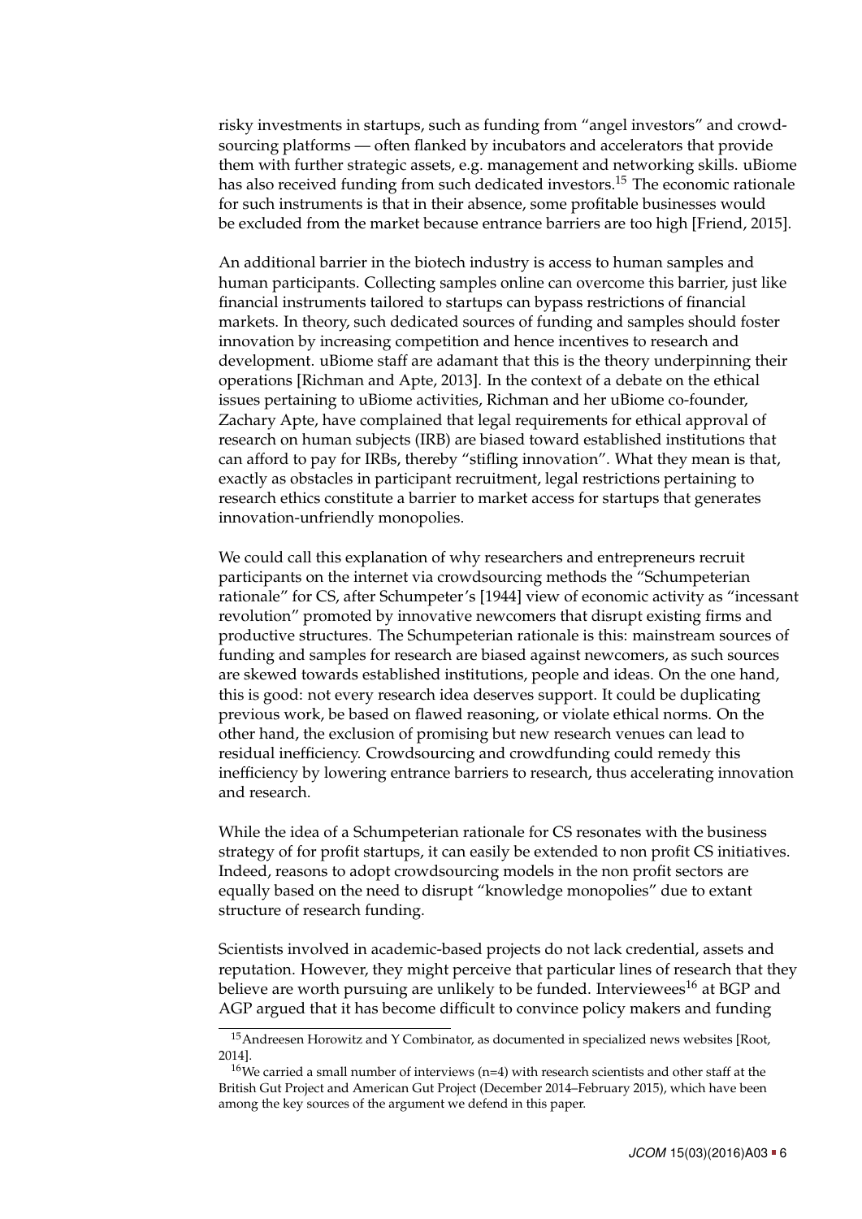risky investments in startups, such as funding from "angel investors" and crowdsourcing platforms — often flanked by incubators and accelerators that provide them with further strategic assets, e.g. management and networking skills. uBiome has also received funding from such dedicated investors.[15] The economic rationale for such instruments is that in their absence, some profitable businesses would be excluded from the market because entrance barriers are too high [Friend, 2015].

An additional barrier in the biotech industry is access to human samples and human participants. Collecting samples online can overcome this barrier, just like financial instruments tailored to startups can bypass restrictions of financial markets. In theory, such dedicated sources of funding and samples should foster innovation by increasing competition and hence incentives to research and development. uBiome staff are adamant that this is the theory underpinning their operations [Richman and Apte, 2013]. In the context of a debate on the ethical issues pertaining to uBiome activities, Richman and her uBiome co-founder, Zachary Apte, have complained that legal requirements for ethical approval of research on human subjects (IRB) are biased toward established institutions that can afford to pay for IRBs, thereby "stifling innovation". What they mean is that, exactly as obstacles in participant recruitment, legal restrictions pertaining to research ethics constitute a barrier to market access for startups that generates innovation-unfriendly monopolies.

We could call this explanation of why researchers and entrepreneurs recruit participants on the internet via crowdsourcing methods the "Schumpeterian rationale" for CS, after Schumpeter's [1944] view of economic activity as "incessant revolution" promoted by innovative newcomers that disrupt existing firms and productive structures. The Schumpeterian rationale is this: mainstream sources of funding and samples for research are biased against newcomers, as such sources are skewed towards established institutions, people and ideas. On the one hand, this is good: not every research idea deserves support. It could be duplicating previous work, be based on flawed reasoning, or violate ethical norms. On the other hand, the exclusion of promising but new research venues can lead to residual inefficiency. Crowdsourcing and crowdfunding could remedy this inefficiency by lowering entrance barriers to research, thus accelerating innovation and research.

While the idea of a Schumpeterian rationale for CS resonates with the business strategy of for profit startups, it can easily be extended to non profit CS initiatives. Indeed, reasons to adopt crowdsourcing models in the non profit sectors are equally based on the need to disrupt "knowledge monopolies" due to extant structure of research funding.

Scientists involved in academic-based projects do not lack credential, assets and reputation. However, they might perceive that particular lines of research that they believe are worth pursuing are unlikely to be funded. Interviewees[16] at BGP and AGP argued that it has become difficult to convince policy makers and funding

[15] Andreesen Horowitz and Y Combinator, as documented in specialized news websites [Root, 2014].

[16] We carried a small number of interviews (n=4) with research scientists and other staff at the British Gut Project and American Gut Project (December 2014–February 2015), which have been among the key sources of the argument we defend in this paper.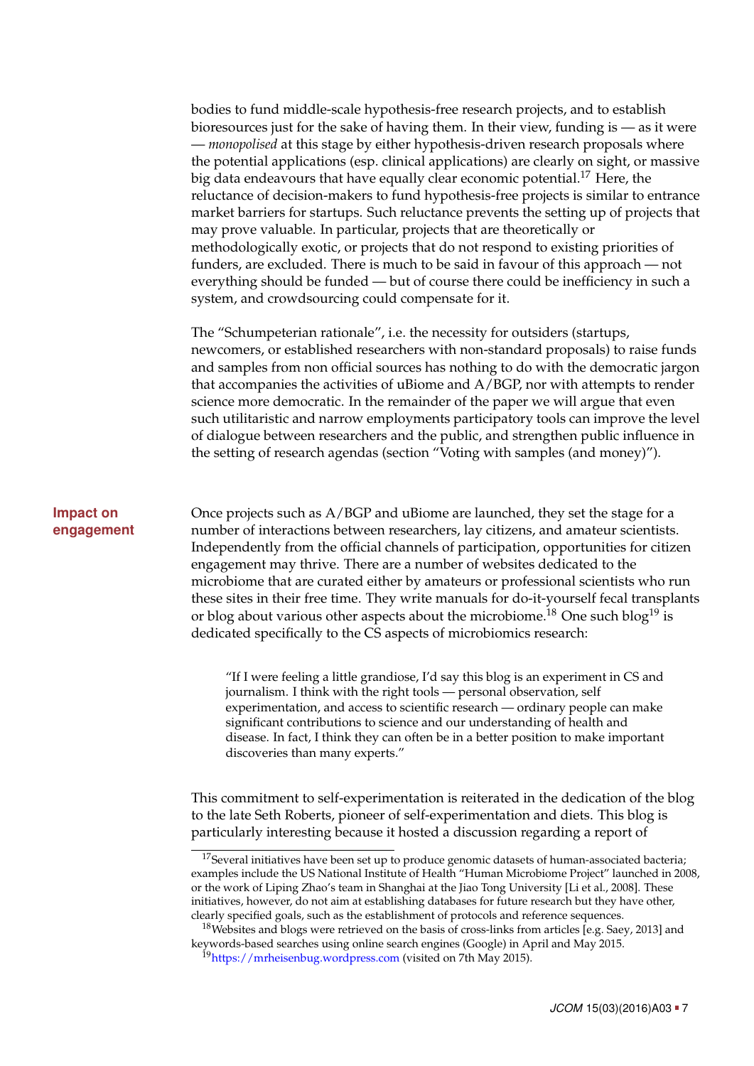bodies to fund middle-scale hypothesis-free research projects, and to establish bioresources just for the sake of having them. In their view, funding is — as it were — *monopolised* at this stage by either hypothesis-driven research proposals where the potential applications (esp. clinical applications) are clearly on sight, or massive big data endeavours that have equally clear economic potential.[17] Here, the reluctance of decision-makers to fund hypothesis-free projects is similar to entrance market barriers for startups. Such reluctance prevents the setting up of projects that may prove valuable. In particular, projects that are theoretically or methodologically exotic, or projects that do not respond to existing priorities of funders, are excluded. There is much to be said in favour of this approach — not everything should be funded — but of course there could be inefficiency in such a system, and crowdsourcing could compensate for it.

The "Schumpeterian rationale", i.e. the necessity for outsiders (startups, newcomers, or established researchers with non-standard proposals) to raise funds and samples from non official sources has nothing to do with the democratic jargon that accompanies the activities of uBiome and A/BGP, nor with attempts to render science more democratic. In the remainder of the paper we will argue that even such utilitaristic and narrow employments participatory tools can improve the level of dialogue between researchers and the public, and strengthen public influence in the setting of research agendas (section "Voting with samples (and money)").

## Impact on engagement

Once projects such as A/BGP and uBiome are launched, they set the stage for a number of interactions between researchers, lay citizens, and amateur scientists. Independently from the official channels of participation, opportunities for citizen engagement may thrive. There are a number of websites dedicated to the microbiome that are curated either by amateurs or professional scientists who run these sites in their free time. They write manuals for do-it-yourself fecal transplants or blog about various other aspects about the microbiome.[18] One such blog[19] is dedicated specifically to the CS aspects of microbiomics research:

> "If I were feeling a little grandiose, I'd say this blog is an experiment in CS and journalism. I think with the right tools — personal observation, self experimentation, and access to scientific research — ordinary people can make significant contributions to science and our understanding of health and disease. In fact, I think they can often be in a better position to make important discoveries than many experts."

This commitment to self-experimentation is reiterated in the dedication of the blog to the late Seth Roberts, pioneer of self-experimentation and diets. This blog is particularly interesting because it hosted a discussion regarding a report of

---

[17] Several initiatives have been set up to produce genomic datasets of human-associated bacteria; examples include the US National Institute of Health "Human Microbiome Project" launched in 2008, or the work of Liping Zhao's team in Shanghai at the Jiao Tong University [Li et al., 2008]. These initiatives, however, do not aim at establishing databases for future research but they have other, clearly specified goals, such as the establishment of protocols and reference sequences.

[18] Websites and blogs were retrieved on the basis of cross-links from articles [e.g. Saey, 2013] and keywords-based searches using online search engines (Google) in April and May 2015.

[19] https://mrheisenbug.wordpress.com (visited on 7th May 2015).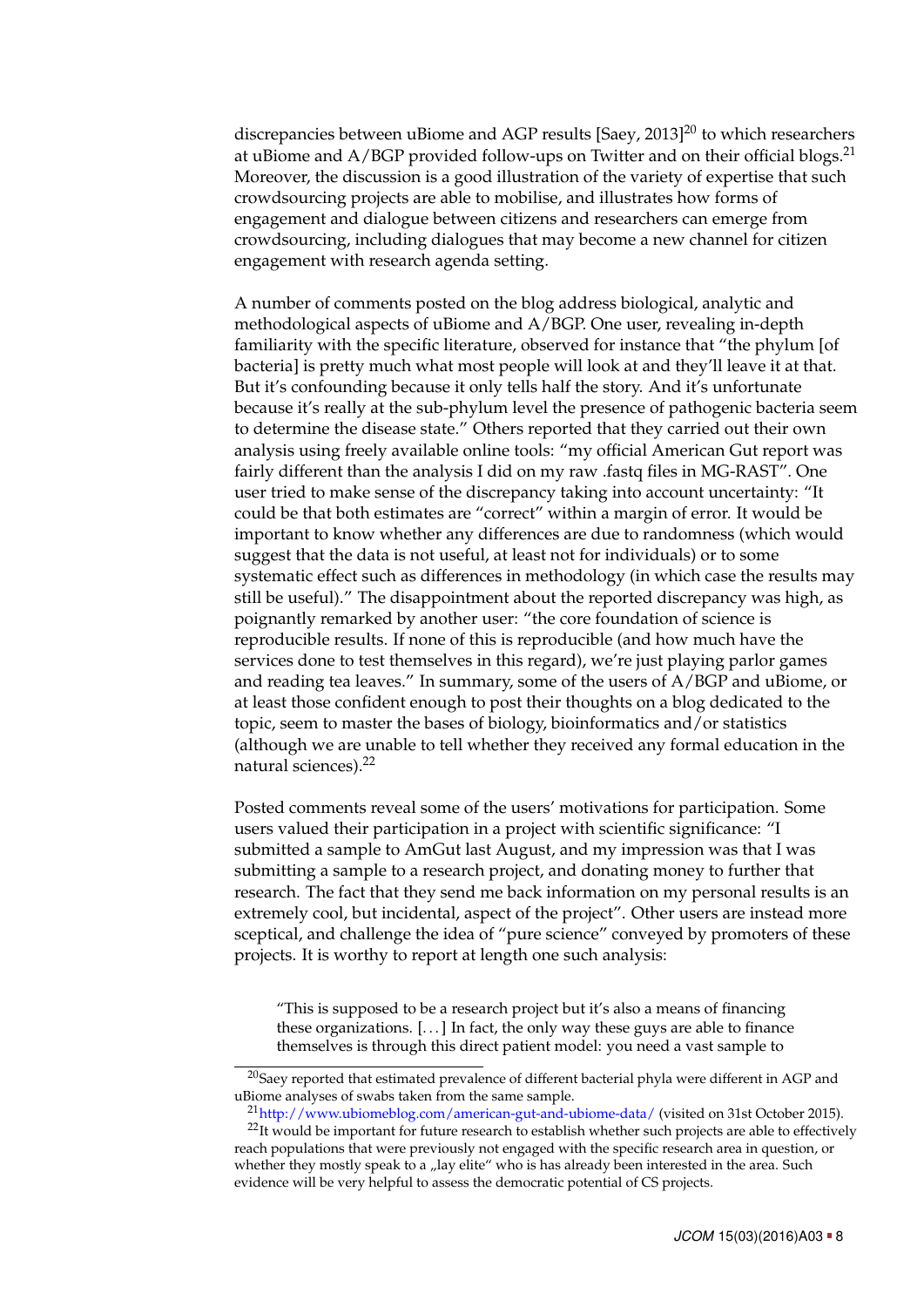discrepancies between uBiome and AGP results [Saey, 2013][20] to which researchers at uBiome and A/BGP provided follow-ups on Twitter and on their official blogs.[21] Moreover, the discussion is a good illustration of the variety of expertise that such crowdsourcing projects are able to mobilise, and illustrates how forms of engagement and dialogue between citizens and researchers can emerge from crowdsourcing, including dialogues that may become a new channel for citizen engagement with research agenda setting.

A number of comments posted on the blog address biological, analytic and methodological aspects of uBiome and A/BGP. One user, revealing in-depth familiarity with the specific literature, observed for instance that "the phylum [of bacteria] is pretty much what most people will look at and they'll leave it at that. But it's confounding because it only tells half the story. And it's unfortunate because it's really at the sub-phylum level the presence of pathogenic bacteria seem to determine the disease state." Others reported that they carried out their own analysis using freely available online tools: "my official American Gut report was fairly different than the analysis I did on my raw .fastq files in MG-RAST". One user tried to make sense of the discrepancy taking into account uncertainty: "It could be that both estimates are "correct" within a margin of error. It would be important to know whether any differences are due to randomness (which would suggest that the data is not useful, at least not for individuals) or to some systematic effect such as differences in methodology (in which case the results may still be useful)." The disappointment about the reported discrepancy was high, as poignantly remarked by another user: "the core foundation of science is reproducible results. If none of this is reproducible (and how much have the services done to test themselves in this regard), we're just playing parlor games and reading tea leaves." In summary, some of the users of A/BGP and uBiome, or at least those confident enough to post their thoughts on a blog dedicated to the topic, seem to master the bases of biology, bioinformatics and/or statistics (although we are unable to tell whether they received any formal education in the natural sciences).[22]

Posted comments reveal some of the users' motivations for participation. Some users valued their participation in a project with scientific significance: "I submitted a sample to AmGut last August, and my impression was that I was submitting a sample to a research project, and donating money to further that research. The fact that they send me back information on my personal results is an extremely cool, but incidental, aspect of the project". Other users are instead more sceptical, and challenge the idea of "pure science" conveyed by promoters of these projects. It is worthy to report at length one such analysis:

> "This is supposed to be a research project but it's also a means of financing these organizations. [...] In fact, the only way these guys are able to finance themselves is through this direct patient model: you need a vast sample to

[20] Saey reported that estimated prevalence of different bacterial phyla were different in AGP and uBiome analyses of swabs taken from the same sample.

[21] http://www.ubiomeblog.com/american-gut-and-ubiome-data/ (visited on 31st October 2015).

[22] It would be important for future research to establish whether such projects are able to effectively reach populations that were previously not engaged with the specific research area in question, or whether they mostly speak to a „lay elite" who is has already been interested in the area. Such evidence will be very helpful to assess the democratic potential of CS projects.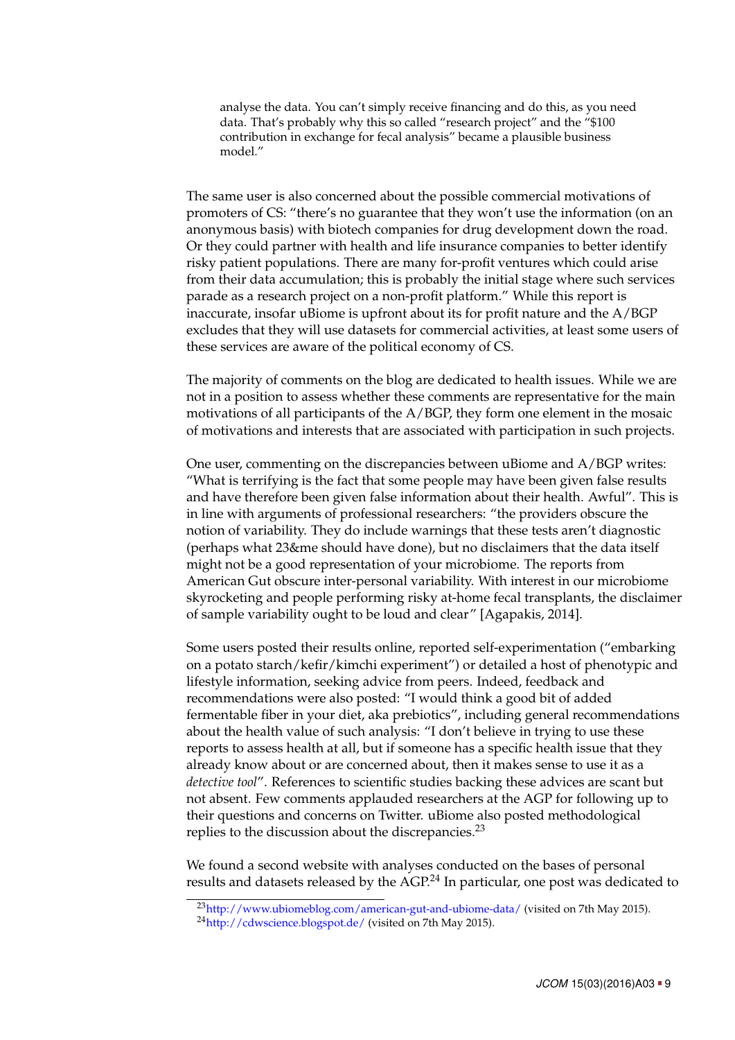> analyse the data. You can't simply receive financing and do this, as you need data. That's probably why this so called "research project" and the "$100 contribution in exchange for fecal analysis" became a plausible business model."

The same user is also concerned about the possible commercial motivations of promoters of CS: "there's no guarantee that they won't use the information (on an anonymous basis) with biotech companies for drug development down the road. Or they could partner with health and life insurance companies to better identify risky patient populations. There are many for-profit ventures which could arise from their data accumulation; this is probably the initial stage where such services parade as a research project on a non-profit platform." While this report is inaccurate, insofar uBiome is upfront about its for profit nature and the A/BGP excludes that they will use datasets for commercial activities, at least some users of these services are aware of the political economy of CS.

The majority of comments on the blog are dedicated to health issues. While we are not in a position to assess whether these comments are representative for the main motivations of all participants of the A/BGP, they form one element in the mosaic of motivations and interests that are associated with participation in such projects.

One user, commenting on the discrepancies between uBiome and A/BGP writes: "What is terrifying is the fact that some people may have been given false results and have therefore been given false information about their health. Awful". This is in line with arguments of professional researchers: "the providers obscure the notion of variability. They do include warnings that these tests aren't diagnostic (perhaps what 23&me should have done), but no disclaimers that the data itself might not be a good representation of your microbiome. The reports from American Gut obscure inter-personal variability. With interest in our microbiome skyrocketing and people performing risky at-home fecal transplants, the disclaimer of sample variability ought to be loud and clear" [Agapakis, 2014].

Some users posted their results online, reported self-experimentation ("embarking on a potato starch/kefir/kimchi experiment") or detailed a host of phenotypic and lifestyle information, seeking advice from peers. Indeed, feedback and recommendations were also posted: "I would think a good bit of added fermentable fiber in your diet, aka prebiotics", including general recommendations about the health value of such analysis: "I don't believe in trying to use these reports to assess health at all, but if someone has a specific health issue that they already know about or are concerned about, then it makes sense to use it as a *detective tool*". References to scientific studies backing these advices are scant but not absent. Few comments applauded researchers at the AGP for following up to their questions and concerns on Twitter. uBiome also posted methodological replies to the discussion about the discrepancies.[23]

We found a second website with analyses conducted on the bases of personal results and datasets released by the AGP.[24] In particular, one post was dedicated to

[23] http://www.ubiomeblog.com/american-gut-and-ubiome-data/ (visited on 7th May 2015).

[24] http://cdwscience.blogspot.de/ (visited on 7th May 2015).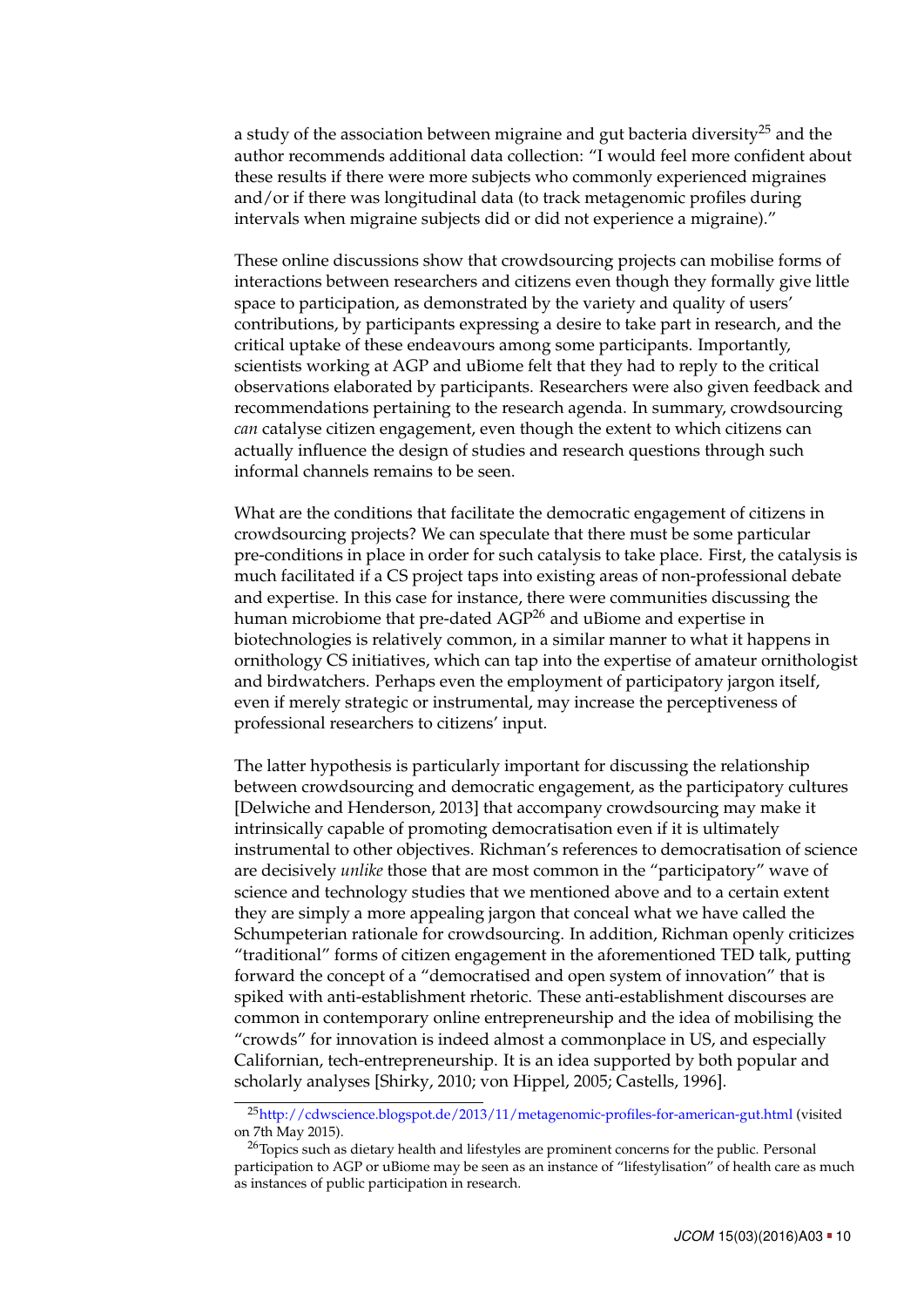a study of the association between migraine and gut bacteria diversity[25] and the author recommends additional data collection: "I would feel more confident about these results if there were more subjects who commonly experienced migraines and/or if there was longitudinal data (to track metagenomic profiles during intervals when migraine subjects did or did not experience a migraine)."

These online discussions show that crowdsourcing projects can mobilise forms of interactions between researchers and citizens even though they formally give little space to participation, as demonstrated by the variety and quality of users' contributions, by participants expressing a desire to take part in research, and the critical uptake of these endeavours among some participants. Importantly, scientists working at AGP and uBiome felt that they had to reply to the critical observations elaborated by participants. Researchers were also given feedback and recommendations pertaining to the research agenda. In summary, crowdsourcing *can* catalyse citizen engagement, even though the extent to which citizens can actually influence the design of studies and research questions through such informal channels remains to be seen.

What are the conditions that facilitate the democratic engagement of citizens in crowdsourcing projects? We can speculate that there must be some particular pre-conditions in place in order for such catalysis to take place. First, the catalysis is much facilitated if a CS project taps into existing areas of non-professional debate and expertise. In this case for instance, there were communities discussing the human microbiome that pre-dated AGP[26] and uBiome and expertise in biotechnologies is relatively common, in a similar manner to what it happens in ornithology CS initiatives, which can tap into the expertise of amateur ornithologist and birdwatchers. Perhaps even the employment of participatory jargon itself, even if merely strategic or instrumental, may increase the perceptiveness of professional researchers to citizens' input.

The latter hypothesis is particularly important for discussing the relationship between crowdsourcing and democratic engagement, as the participatory cultures [Delwiche and Henderson, 2013] that accompany crowdsourcing may make it intrinsically capable of promoting democratisation even if it is ultimately instrumental to other objectives. Richman's references to democratisation of science are decisively *unlike* those that are most common in the "participatory" wave of science and technology studies that we mentioned above and to a certain extent they are simply a more appealing jargon that conceal what we have called the Schumpeterian rationale for crowdsourcing. In addition, Richman openly criticizes "traditional" forms of citizen engagement in the aforementioned TED talk, putting forward the concept of a "democratised and open system of innovation" that is spiked with anti-establishment rhetoric. These anti-establishment discourses are common in contemporary online entrepreneurship and the idea of mobilising the "crowds" for innovation is indeed almost a commonplace in US, and especially Californian, tech-entrepreneurship. It is an idea supported by both popular and scholarly analyses [Shirky, 2010; von Hippel, 2005; Castells, 1996].

---

[25] http://cdwscience.blogspot.de/2013/11/metagenomic-profiles-for-american-gut.html (visited on 7th May 2015).

[26] Topics such as dietary health and lifestyles are prominent concerns for the public. Personal participation to AGP or uBiome may be seen as an instance of "lifestylisation" of health care as much as instances of public participation in research.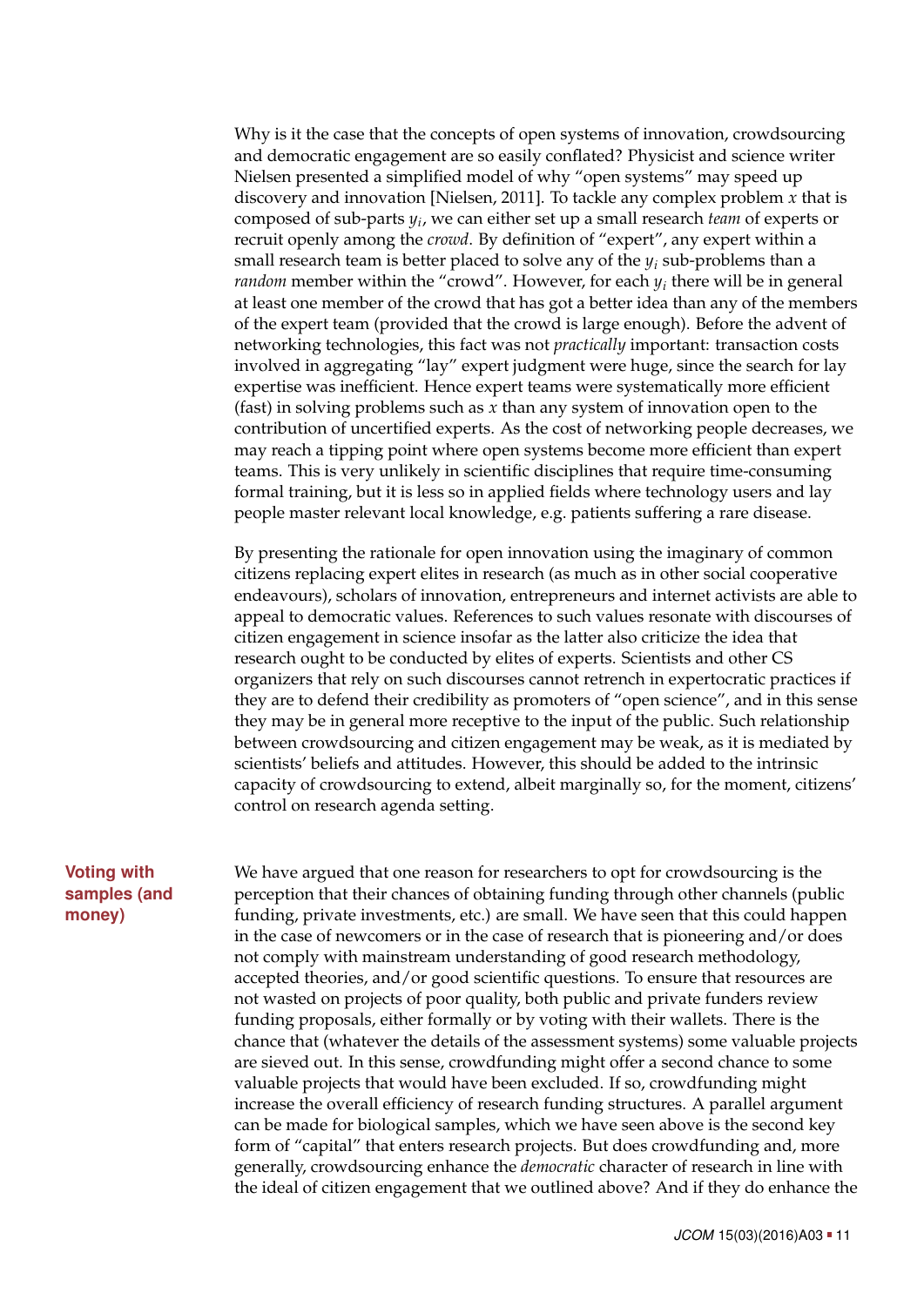Why is it the case that the concepts of open systems of innovation, crowdsourcing and democratic engagement are so easily conflated? Physicist and science writer Nielsen presented a simplified model of why "open systems" may speed up discovery and innovation [Nielsen, 2011]. To tackle any complex problem $x$ that is composed of sub-parts $y_i$, we can either set up a small research *team* of experts or recruit openly among the *crowd*. By definition of "expert", any expert within a small research team is better placed to solve any of the $y_i$ sub-problems than a *random* member within the "crowd". However, for each $y_i$ there will be in general at least one member of the crowd that has got a better idea than any of the members of the expert team (provided that the crowd is large enough). Before the advent of networking technologies, this fact was not *practically* important: transaction costs involved in aggregating "lay" expert judgment were huge, since the search for lay expertise was inefficient. Hence expert teams were systematically more efficient (fast) in solving problems such as $x$ than any system of innovation open to the contribution of uncertified experts. As the cost of networking people decreases, we may reach a tipping point where open systems become more efficient than expert teams. This is very unlikely in scientific disciplines that require time-consuming formal training, but it is less so in applied fields where technology users and lay people master relevant local knowledge, e.g. patients suffering a rare disease.

By presenting the rationale for open innovation using the imaginary of common citizens replacing expert elites in research (as much as in other social cooperative endeavours), scholars of innovation, entrepreneurs and internet activists are able to appeal to democratic values. References to such values resonate with discourses of citizen engagement in science insofar as the latter also criticize the idea that research ought to be conducted by elites of experts. Scientists and other CS organizers that rely on such discourses cannot retrench in expertocratic practices if they are to defend their credibility as promoters of "open science", and in this sense they may be in general more receptive to the input of the public. Such relationship between crowdsourcing and citizen engagement may be weak, as it is mediated by scientists' beliefs and attitudes. However, this should be added to the intrinsic capacity of crowdsourcing to extend, albeit marginally so, for the moment, citizens' control on research agenda setting.

## Voting with samples (and money)

We have argued that one reason for researchers to opt for crowdsourcing is the perception that their chances of obtaining funding through other channels (public funding, private investments, etc.) are small. We have seen that this could happen in the case of newcomers or in the case of research that is pioneering and/or does not comply with mainstream understanding of good research methodology, accepted theories, and/or good scientific questions. To ensure that resources are not wasted on projects of poor quality, both public and private funders review funding proposals, either formally or by voting with their wallets. There is the chance that (whatever the details of the assessment systems) some valuable projects are sieved out. In this sense, crowdfunding might offer a second chance to some valuable projects that would have been excluded. If so, crowdfunding might increase the overall efficiency of research funding structures. A parallel argument can be made for biological samples, which we have seen above is the second key form of "capital" that enters research projects. But does crowdfunding and, more generally, crowdsourcing enhance the *democratic* character of research in line with the ideal of citizen engagement that we outlined above? And if they do enhance the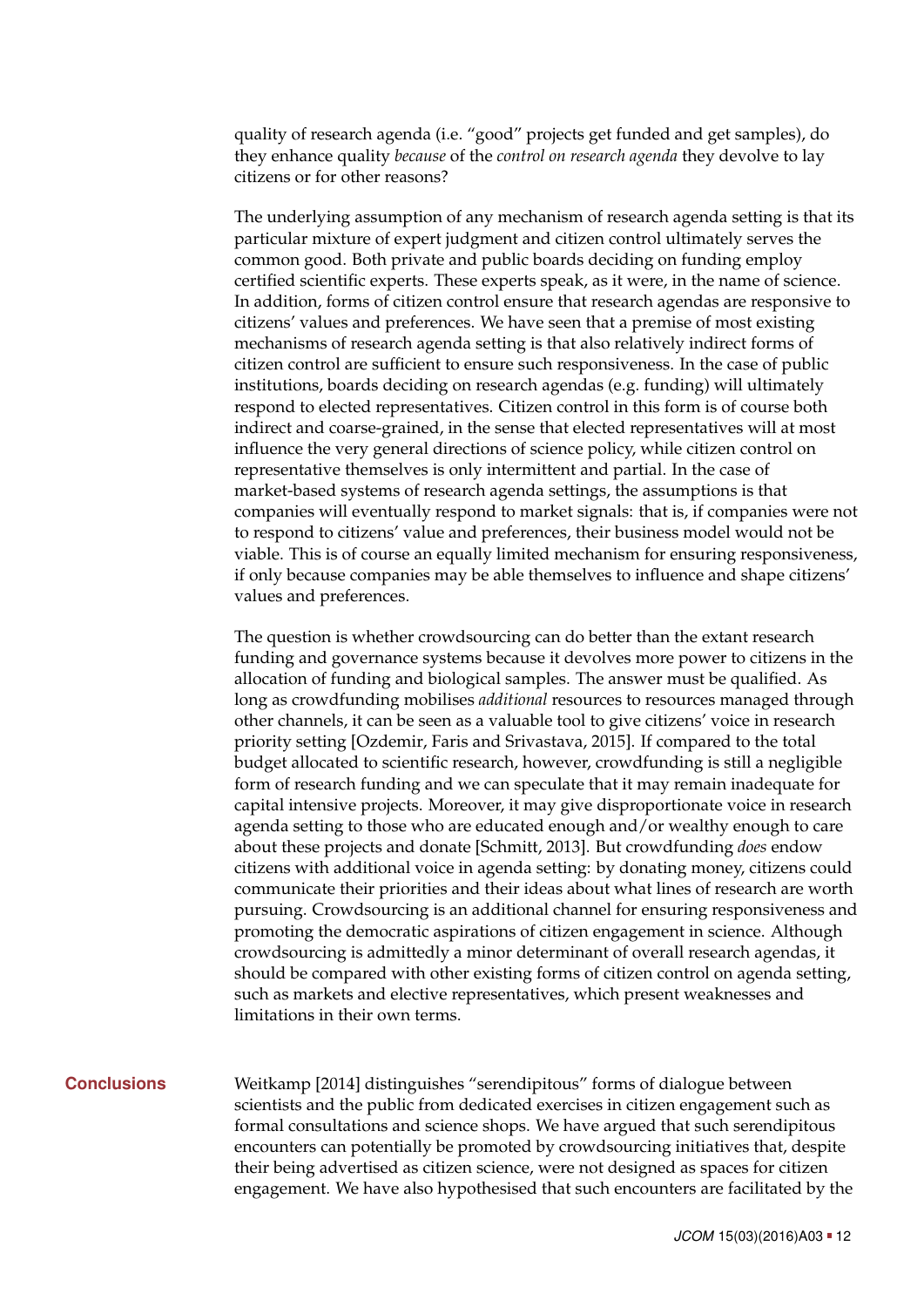quality of research agenda (i.e. "good" projects get funded and get samples), do they enhance quality *because* of the *control on research agenda* they devolve to lay citizens or for other reasons?

The underlying assumption of any mechanism of research agenda setting is that its particular mixture of expert judgment and citizen control ultimately serves the common good. Both private and public boards deciding on funding employ certified scientific experts. These experts speak, as it were, in the name of science. In addition, forms of citizen control ensure that research agendas are responsive to citizens' values and preferences. We have seen that a premise of most existing mechanisms of research agenda setting is that also relatively indirect forms of citizen control are sufficient to ensure such responsiveness. In the case of public institutions, boards deciding on research agendas (e.g. funding) will ultimately respond to elected representatives. Citizen control in this form is of course both indirect and coarse-grained, in the sense that elected representatives will at most influence the very general directions of science policy, while citizen control on representative themselves is only intermittent and partial. In the case of market-based systems of research agenda settings, the assumptions is that companies will eventually respond to market signals: that is, if companies were not to respond to citizens' value and preferences, their business model would not be viable. This is of course an equally limited mechanism for ensuring responsiveness, if only because companies may be able themselves to influence and shape citizens' values and preferences.

The question is whether crowdsourcing can do better than the extant research funding and governance systems because it devolves more power to citizens in the allocation of funding and biological samples. The answer must be qualified. As long as crowdfunding mobilises *additional* resources to resources managed through other channels, it can be seen as a valuable tool to give citizens' voice in research priority setting [Ozdemir, Faris and Srivastava, 2015]. If compared to the total budget allocated to scientific research, however, crowdfunding is still a negligible form of research funding and we can speculate that it may remain inadequate for capital intensive projects. Moreover, it may give disproportionate voice in research agenda setting to those who are educated enough and/or wealthy enough to care about these projects and donate [Schmitt, 2013]. But crowdfunding *does* endow citizens with additional voice in agenda setting: by donating money, citizens could communicate their priorities and their ideas about what lines of research are worth pursuing. Crowdsourcing is an additional channel for ensuring responsiveness and promoting the democratic aspirations of citizen engagement in science. Although crowdsourcing is admittedly a minor determinant of overall research agendas, it should be compared with other existing forms of citizen control on agenda setting, such as markets and elective representatives, which present weaknesses and limitations in their own terms.

## Conclusions

Weitkamp [2014] distinguishes "serendipitous" forms of dialogue between scientists and the public from dedicated exercises in citizen engagement such as formal consultations and science shops. We have argued that such serendipitous encounters can potentially be promoted by crowdsourcing initiatives that, despite their being advertised as citizen science, were not designed as spaces for citizen engagement. We have also hypothesised that such encounters are facilitated by the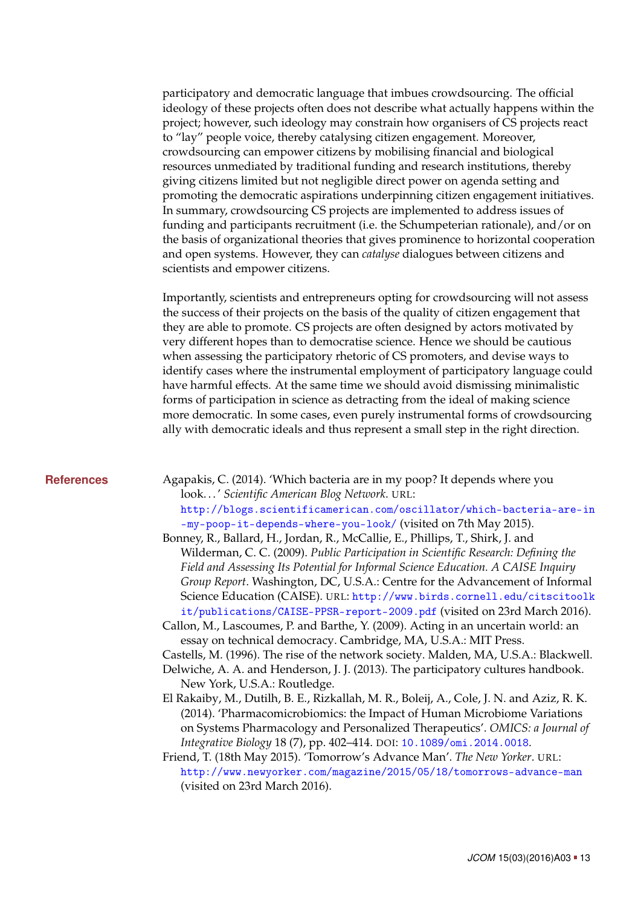participatory and democratic language that imbues crowdsourcing. The official ideology of these projects often does not describe what actually happens within the project; however, such ideology may constrain how organisers of CS projects react to "lay" people voice, thereby catalysing citizen engagement. Moreover, crowdsourcing can empower citizens by mobilising financial and biological resources unmediated by traditional funding and research institutions, thereby giving citizens limited but not negligible direct power on agenda setting and promoting the democratic aspirations underpinning citizen engagement initiatives. In summary, crowdsourcing CS projects are implemented to address issues of funding and participants recruitment (i.e. the Schumpeterian rationale), and/or on the basis of organizational theories that gives prominence to horizontal cooperation and open systems. However, they can *catalyse* dialogues between citizens and scientists and empower citizens.

Importantly, scientists and entrepreneurs opting for crowdsourcing will not assess the success of their projects on the basis of the quality of citizen engagement that they are able to promote. CS projects are often designed by actors motivated by very different hopes than to democratise science. Hence we should be cautious when assessing the participatory rhetoric of CS promoters, and devise ways to identify cases where the instrumental employment of participatory language could have harmful effects. At the same time we should avoid dismissing minimalistic forms of participation in science as detracting from the ideal of making science more democratic. In some cases, even purely instrumental forms of crowdsourcing ally with democratic ideals and thus represent a small step in the right direction.

## References

Agapakis, C. (2014). 'Which bacteria are in my poop? It depends where you look. . . ' *Scientific American Blog Network*. URL: http://blogs.scientificamerican.com/oscillator/which-bacteria-are-in-my-poop-it-depends-where-you-look/ (visited on 7th May 2015).

Bonney, R., Ballard, H., Jordan, R., McCallie, E., Phillips, T., Shirk, J. and Wilderman, C. C. (2009). *Public Participation in Scientific Research: Defining the Field and Assessing Its Potential for Informal Science Education. A CAISE Inquiry Group Report*. Washington, DC, U.S.A.: Centre for the Advancement of Informal Science Education (CAISE). URL: http://www.birds.cornell.edu/citscitoolkit/publications/CAISE-PPSR-report-2009.pdf (visited on 23rd March 2016).

Callon, M., Lascoumes, P. and Barthe, Y. (2009). Acting in an uncertain world: an essay on technical democracy. Cambridge, MA, U.S.A.: MIT Press.

Castells, M. (1996). The rise of the network society. Malden, MA, U.S.A.: Blackwell.

Delwiche, A. A. and Henderson, J. J. (2013). The participatory cultures handbook. New York, U.S.A.: Routledge.

El Rakaiby, M., Dutilh, B. E., Rizkallah, M. R., Boleij, A., Cole, J. N. and Aziz, R. K. (2014). 'Pharmacomicrobiomics: the Impact of Human Microbiome Variations on Systems Pharmacology and Personalized Therapeutics'. *OMICS: a Journal of Integrative Biology* 18 (7), pp. 402–414. DOI: 10.1089/omi.2014.0018.

Friend, T. (18th May 2015). 'Tomorrow's Advance Man'. *The New Yorker*. URL: http://www.newyorker.com/magazine/2015/05/18/tomorrows-advance-man (visited on 23rd March 2016).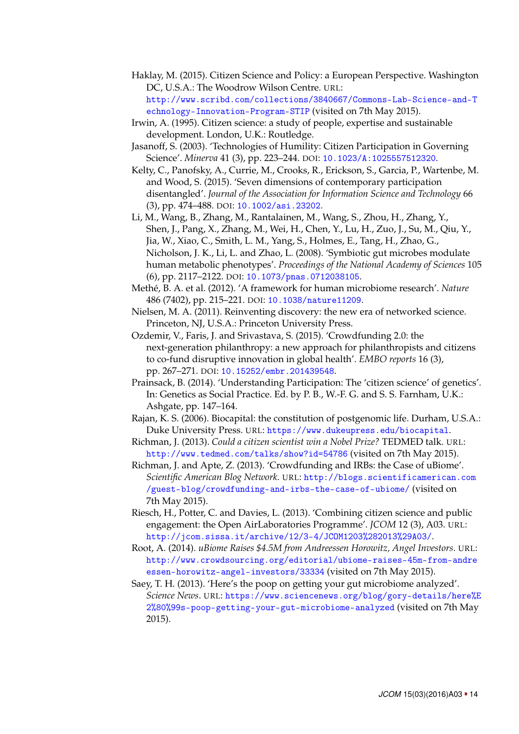Haklay, M. (2015). Citizen Science and Policy: a European Perspective. Washington DC, U.S.A.: The Woodrow Wilson Centre. URL: http://www.scribd.com/collections/3840667/Commons-Lab-Science-and-Technology-Innovation-Program-STIP (visited on 7th May 2015).

Irwin, A. (1995). Citizen science: a study of people, expertise and sustainable development. London, U.K.: Routledge.

Jasanoff, S. (2003). 'Technologies of Humility: Citizen Participation in Governing Science'. *Minerva* 41 (3), pp. 223–244. DOI: 10.1023/A:1025557512320.

Kelty, C., Panofsky, A., Currie, M., Crooks, R., Erickson, S., Garcia, P., Wartenbe, M. and Wood, S. (2015). 'Seven dimensions of contemporary participation disentangled'. *Journal of the Association for Information Science and Technology* 66 (3), pp. 474–488. DOI: 10.1002/asi.23202.

Li, M., Wang, B., Zhang, M., Rantalainen, M., Wang, S., Zhou, H., Zhang, Y., Shen, J., Pang, X., Zhang, M., Wei, H., Chen, Y., Lu, H., Zuo, J., Su, M., Qiu, Y., Jia, W., Xiao, C., Smith, L. M., Yang, S., Holmes, E., Tang, H., Zhao, G., Nicholson, J. K., Li, L. and Zhao, L. (2008). 'Symbiotic gut microbes modulate human metabolic phenotypes'. *Proceedings of the National Academy of Sciences* 105 (6), pp. 2117–2122. DOI: 10.1073/pnas.0712038105.

Methé, B. A. et al. (2012). 'A framework for human microbiome research'. *Nature* 486 (7402), pp. 215–221. DOI: 10.1038/nature11209.

Nielsen, M. A. (2011). Reinventing discovery: the new era of networked science. Princeton, NJ, U.S.A.: Princeton University Press.

Ozdemir, V., Faris, J. and Srivastava, S. (2015). 'Crowdfunding 2.0: the next-generation philanthropy: a new approach for philanthropists and citizens to co-fund disruptive innovation in global health'. *EMBO reports* 16 (3), pp. 267–271. DOI: 10.15252/embr.201439548.

Prainsack, B. (2014). 'Understanding Participation: The 'citizen science' of genetics'. In: Genetics as Social Practice. Ed. by P. B., W.-F. G. and S. S. Farnham, U.K.: Ashgate, pp. 147–164.

Rajan, K. S. (2006). Biocapital: the constitution of postgenomic life. Durham, U.S.A.: Duke University Press. URL: https://www.dukeupress.edu/biocapital.

Richman, J. (2013). *Could a citizen scientist win a Nobel Prize?* TEDMED talk. URL: http://www.tedmed.com/talks/show?id=54786 (visited on 7th May 2015).

Richman, J. and Apte, Z. (2013). 'Crowdfunding and IRBs: the Case of uBiome'. *Scientific American Blog Network*. URL: http://blogs.scientificamerican.com/guest-blog/crowdfunding-and-irbs-the-case-of-ubiome/ (visited on 7th May 2015).

Riesch, H., Potter, C. and Davies, L. (2013). 'Combining citizen science and public engagement: the Open AirLaboratories Programme'. *JCOM* 12 (3), A03. URL: http://jcom.sissa.it/archive/12/3-4/JCOM1203%282013%29A03/.

Root, A. (2014). *uBiome Raises $4.5M from Andreessen Horowitz, Angel Investors*. URL: http://www.crowdsourcing.org/editorial/ubiome-raises-45m-from-andreessen-horowitz-angel-investors/33334 (visited on 7th May 2015).

Saey, T. H. (2013). 'Here's the poop on getting your gut microbiome analyzed'. *Science News*. URL: https://www.sciencenews.org/blog/gory-details/here%E2%80%99s-poop-getting-your-gut-microbiome-analyzed (visited on 7th May 2015).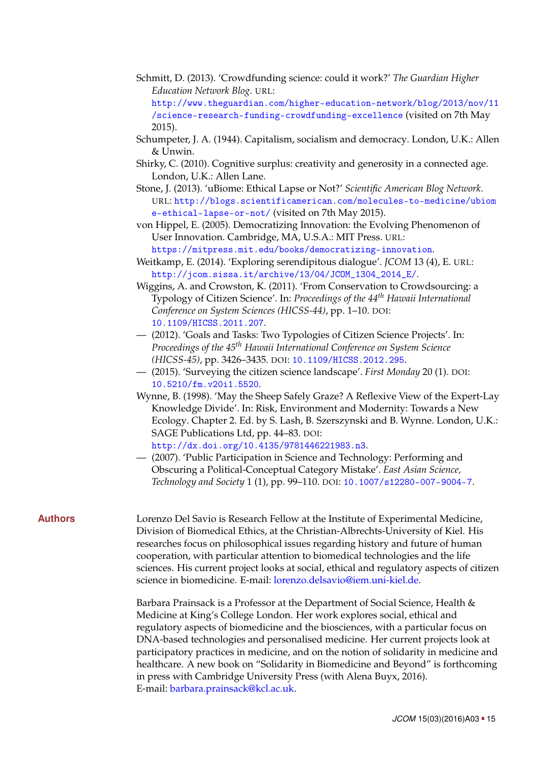Schmitt, D. (2013). 'Crowdfunding science: could it work?' *The Guardian Higher Education Network Blog*. URL: http://www.theguardian.com/higher-education-network/blog/2013/nov/11/science-research-funding-crowdfunding-excellence (visited on 7th May 2015).

Schumpeter, J. A. (1944). Capitalism, socialism and democracy. London, U.K.: Allen & Unwin.

Shirky, C. (2010). Cognitive surplus: creativity and generosity in a connected age. London, U.K.: Allen Lane.

Stone, J. (2013). 'uBiome: Ethical Lapse or Not?' *Scientific American Blog Network*. URL: http://blogs.scientificamerican.com/molecules-to-medicine/ubiome-ethical-lapse-or-not/ (visited on 7th May 2015).

von Hippel, E. (2005). Democratizing Innovation: the Evolving Phenomenon of User Innovation. Cambridge, MA, U.S.A.: MIT Press. URL: https://mitpress.mit.edu/books/democratizing-innovation.

Weitkamp, E. (2014). 'Exploring serendipitous dialogue'. *JCOM* 13 (4), E. URL: http://jcom.sissa.it/archive/13/04/JCOM_1304_2014_E/.

Wiggins, A. and Crowston, K. (2011). 'From Conservation to Crowdsourcing: a Typology of Citizen Science'. In: *Proceedings of the 44th Hawaii International Conference on System Sciences (HICSS-44)*, pp. 1–10. DOI: 10.1109/HICSS.2011.207.

— (2012). 'Goals and Tasks: Two Typologies of Citizen Science Projects'. In: *Proceedings of the 45th Hawaii International Conference on System Science (HICSS-45)*, pp. 3426–3435. DOI: 10.1109/HICSS.2012.295.

— (2015). 'Surveying the citizen science landscape'. *First Monday* 20 (1). DOI: 10.5210/fm.v20i1.5520.

Wynne, B. (1998). 'May the Sheep Safely Graze? A Reflexive View of the Expert-Lay Knowledge Divide'. In: Risk, Environment and Modernity: Towards a New Ecology. Chapter 2. Ed. by S. Lash, B. Szerszynski and B. Wynne. London, U.K.: SAGE Publications Ltd, pp. 44–83. DOI: http://dx.doi.org/10.4135/9781446221983.n3.

— (2007). 'Public Participation in Science and Technology: Performing and Obscuring a Political-Conceptual Category Mistake'. *East Asian Science, Technology and Society* 1 (1), pp. 99–110. DOI: 10.1007/s12280-007-9004-7.

## Authors

Lorenzo Del Savio is Research Fellow at the Institute of Experimental Medicine, Division of Biomedical Ethics, at the Christian-Albrechts-University of Kiel. His researches focus on philosophical issues regarding history and future of human cooperation, with particular attention to biomedical technologies and the life sciences. His current project looks at social, ethical and regulatory aspects of citizen science in biomedicine. E-mail: lorenzo.delsavio@iem.uni-kiel.de.

Barbara Prainsack is a Professor at the Department of Social Science, Health & Medicine at King's College London. Her work explores social, ethical and regulatory aspects of biomedicine and the biosciences, with a particular focus on DNA-based technologies and personalised medicine. Her current projects look at participatory practices in medicine, and on the notion of solidarity in medicine and healthcare. A new book on "Solidarity in Biomedicine and Beyond" is forthcoming in press with Cambridge University Press (with Alena Buyx, 2016). E-mail: barbara.prainsack@kcl.ac.uk.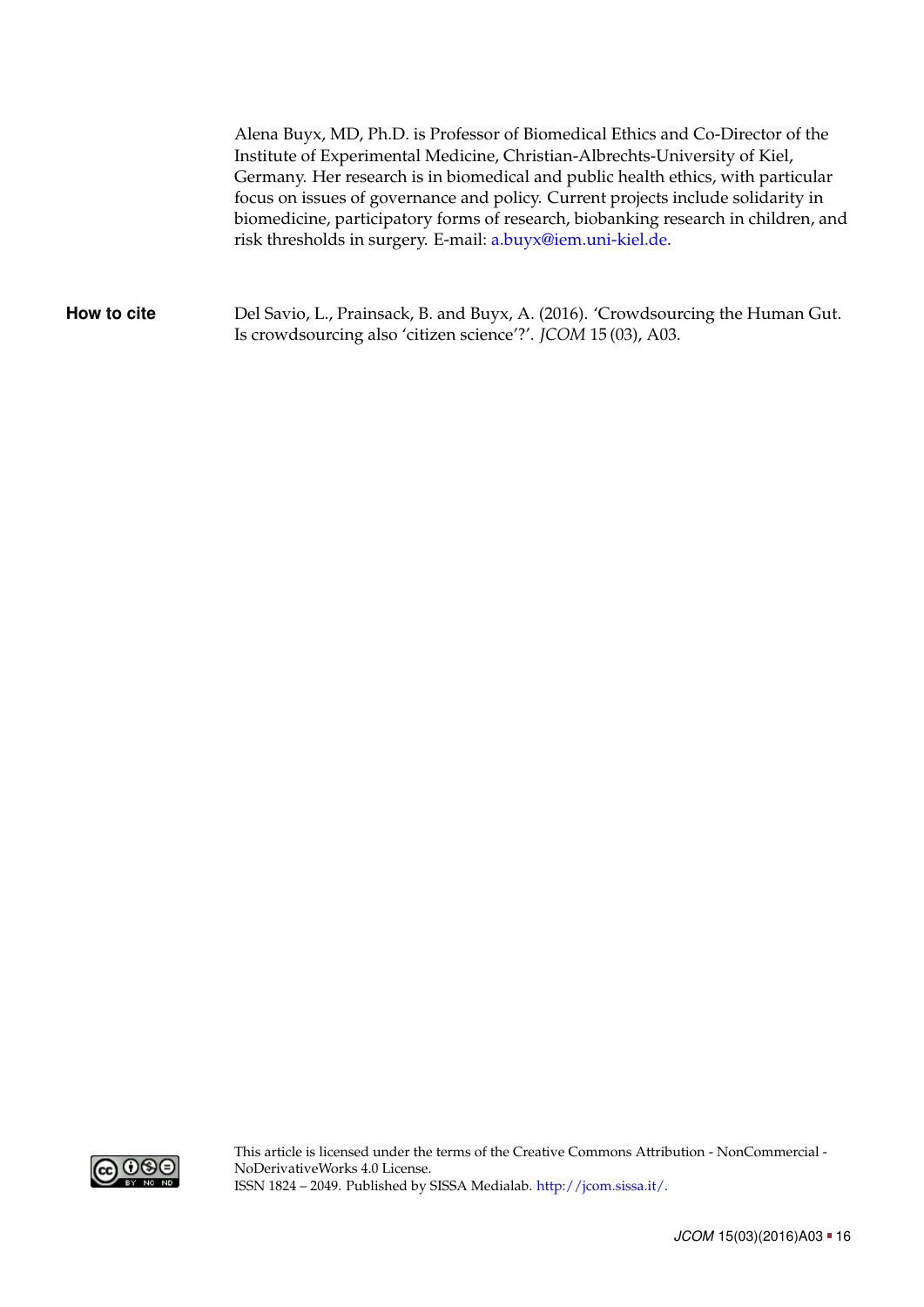Alena Buyx, MD, Ph.D. is Professor of Biomedical Ethics and Co-Director of the Institute of Experimental Medicine, Christian-Albrechts-University of Kiel, Germany. Her research is in biomedical and public health ethics, with particular focus on issues of governance and policy. Current projects include solidarity in biomedicine, participatory forms of research, biobanking research in children, and risk thresholds in surgery. E-mail: a.buyx@iem.uni-kiel.de.

**How to cite**

Del Savio, L., Prainsack, B. and Buyx, A. (2016). 'Crowdsourcing the Human Gut. Is crowdsourcing also 'citizen science'?'. *JCOM* 15 (03), A03.

This article is licensed under the terms of the Creative Commons Attribution - NonCommercial - NoDerivativeWorks 4.0 License.
ISSN 1824 – 2049. Published by SISSA Medialab. http://jcom.sissa.it/.